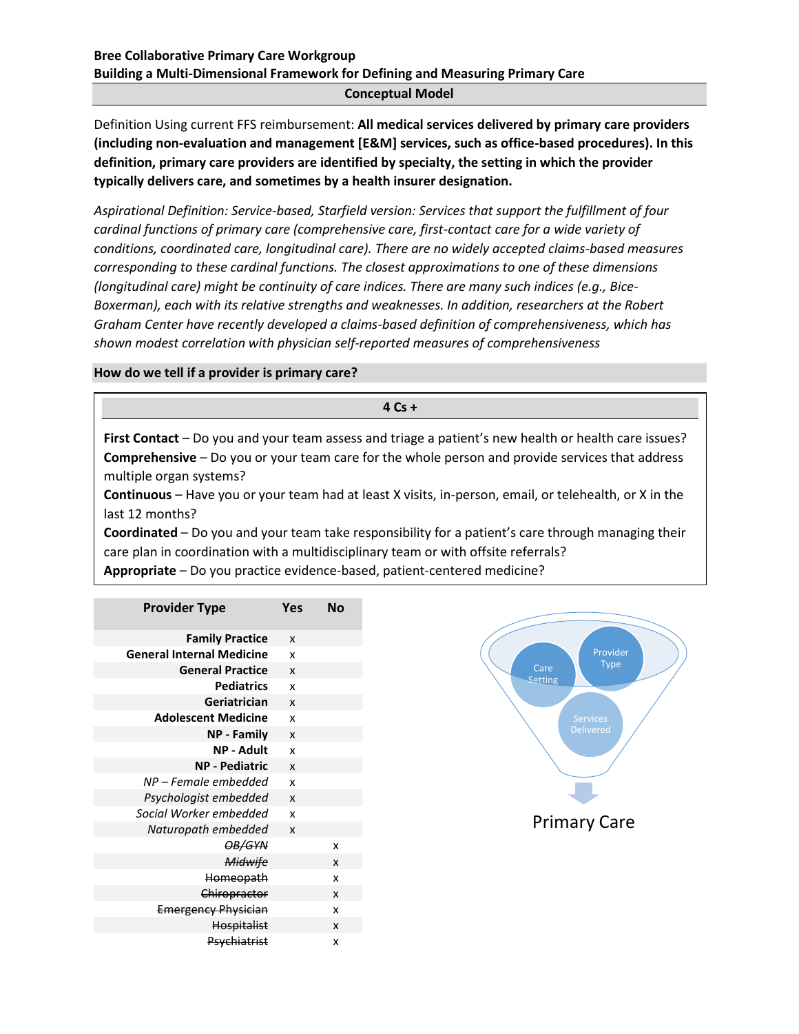**Bree Collaborative Primary Care Workgroup**
**Building a Multi-Dimensional Framework for Defining and Measuring Primary Care**

## Conceptual Model

Definition Using current FFS reimbursement: **All medical services delivered by primary care providers (including non-evaluation and management [E&M] services, such as office-based procedures). In this definition, primary care providers are identified by specialty, the setting in which the provider typically delivers care, and sometimes by a health insurer designation.**

*Aspirational Definition: Service-based, Starfield version: Services that support the fulfillment of four cardinal functions of primary care (comprehensive care, first-contact care for a wide variety of conditions, coordinated care, longitudinal care). There are no widely accepted claims-based measures corresponding to these cardinal functions. The closest approximations to one of these dimensions (longitudinal care) might be continuity of care indices. There are many such indices (e.g., Bice-Boxerman), each with its relative strengths and weaknesses. In addition, researchers at the Robert Graham Center have recently developed a claims-based definition of comprehensiveness, which has shown modest correlation with physician self-reported measures of comprehensiveness*

### How do we tell if a provider is primary care?

**4 Cs +**

**First Contact** – Do you and your team assess and triage a patient's new health or health care issues?
**Comprehensive** – Do you or your team care for the whole person and provide services that address multiple organ systems?
**Continuous** – Have you or your team had at least X visits, in-person, email, or telehealth, or X in the last 12 months?
**Coordinated** – Do you and your team take responsibility for a patient's care through managing their care plan in coordination with a multidisciplinary team or with offsite referrals?
**Appropriate** – Do you practice evidence-based, patient-centered medicine?

| Provider Type | Yes | No |
|---|---|---|
| **Family Practice** | x | |
| **General Internal Medicine** | x | |
| **General Practice** | x | |
| **Pediatrics** | x | |
| **Geriatrician** | x | |
| **Adolescent Medicine** | x | |
| **NP - Family** | x | |
| **NP - Adult** | x | |
| **NP - Pediatric** | x | |
| *NP – Female embedded* | x | |
| *Psychologist embedded* | x | |
| *Social Worker embedded* | x | |
| *Naturopath embedded* | x | |
| ~~*OB/GYN*~~ | | x |
| ~~*Midwife*~~ | | x |
| ~~Homeopath~~ | | x |
| ~~Chiropractor~~ | | x |
| ~~Emergency Physician~~ | | x |
| ~~Hospitalist~~ | | x |
| ~~Psychiatrist~~ | | x |

Care Setting, Provider Type, Services Delivered → Primary Care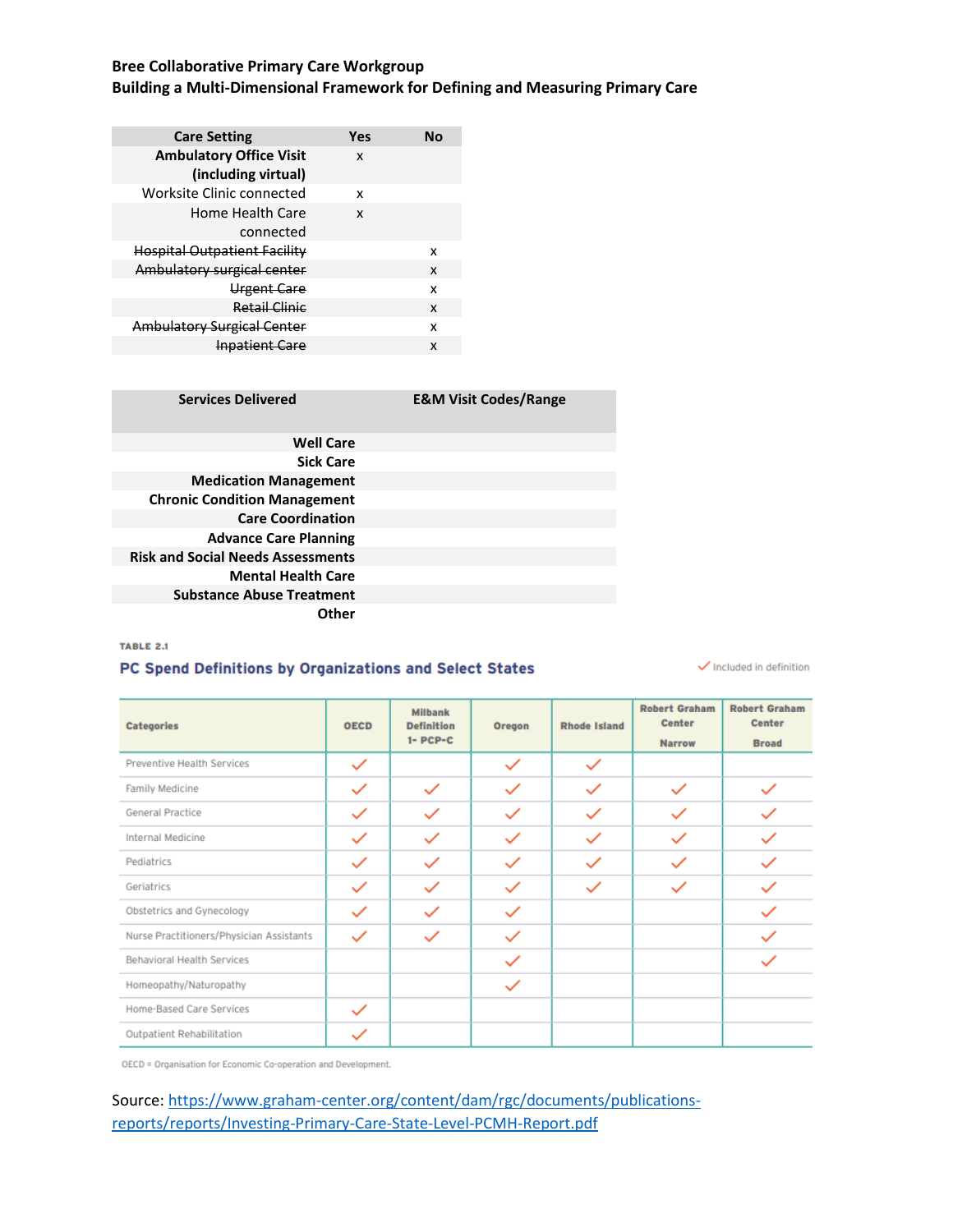**Bree Collaborative Primary Care Workgroup**
**Building a Multi-Dimensional Framework for Defining and Measuring Primary Care**

| Care Setting | Yes | No |
|---|---|---|
| Ambulatory Office Visit (including virtual) | x | |
| Worksite Clinic connected | x | |
| Home Health Care connected | x | |
| ~~Hospital Outpatient Facility~~ | | x |
| ~~Ambulatory surgical center~~ | | x |
| ~~Urgent Care~~ | | x |
| ~~Retail Clinic~~ | | x |
| ~~Ambulatory Surgical Center~~ | | x |
| ~~Inpatient Care~~ | | x |

| Services Delivered | E&M Visit Codes/Range |
|---|---|
| **Well Care** | |
| **Sick Care** | |
| **Medication Management** | |
| **Chronic Condition Management** | |
| **Care Coordination** | |
| **Advance Care Planning** | |
| **Risk and Social Needs Assessments** | |
| **Mental Health Care** | |
| **Substance Abuse Treatment** | |
| **Other** | |

TABLE 2.1

**PC Spend Definitions by Organizations and Select States**

✓ Included in definition

| Categories | OECD | Milbank Definition 1- PCP-C | Oregon | Rhode Island | Robert Graham Center Narrow | Robert Graham Center Broad |
|---|---|---|---|---|---|---|
| Preventive Health Services | ✓ | | ✓ | ✓ | | |
| Family Medicine | ✓ | ✓ | ✓ | ✓ | ✓ | ✓ |
| General Practice | ✓ | ✓ | ✓ | ✓ | ✓ | ✓ |
| Internal Medicine | ✓ | ✓ | ✓ | ✓ | ✓ | ✓ |
| Pediatrics | ✓ | ✓ | ✓ | ✓ | ✓ | ✓ |
| Geriatrics | ✓ | ✓ | ✓ | ✓ | ✓ | ✓ |
| Obstetrics and Gynecology | ✓ | ✓ | ✓ | | | ✓ |
| Nurse Practitioners/Physician Assistants | ✓ | ✓ | ✓ | | | ✓ |
| Behavioral Health Services | | | ✓ | | | ✓ |
| Homeopathy/Naturopathy | | | ✓ | | | |
| Home-Based Care Services | ✓ | | | | | |
| Outpatient Rehabilitation | ✓ | | | | | |

OECD = Organisation for Economic Co-operation and Development.

Source: https://www.graham-center.org/content/dam/rgc/documents/publications-reports/reports/Investing-Primary-Care-State-Level-PCMH-Report.pdf